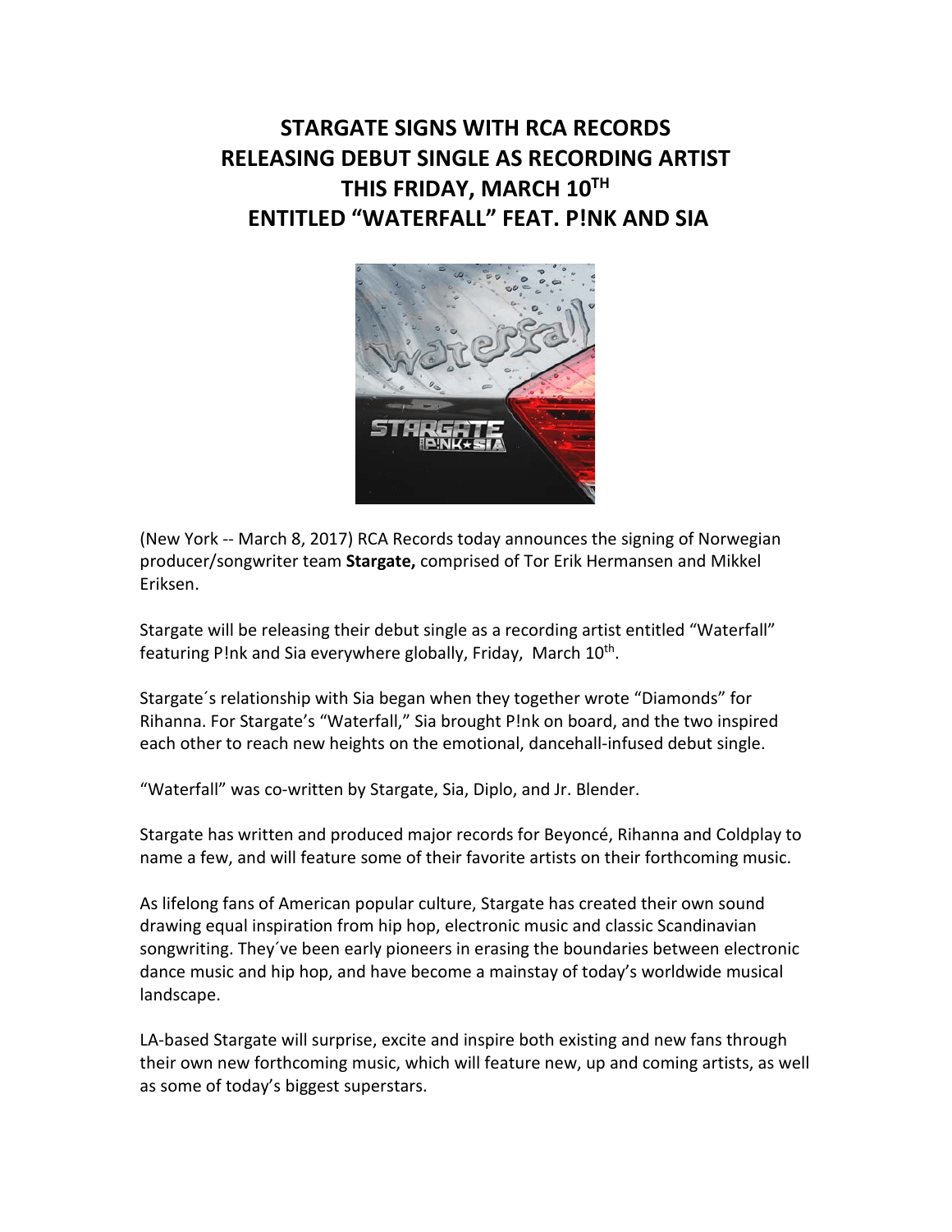# STARGATE SIGNS WITH RCA RECORDS
# RELEASING DEBUT SINGLE AS RECORDING ARTIST
# THIS FRIDAY, MARCH 10TH
# ENTITLED "WATERFALL" FEAT. P!NK AND SIA

(New York -- March 8, 2017) RCA Records today announces the signing of Norwegian producer/songwriter team **Stargate,** comprised of Tor Erik Hermansen and Mikkel Eriksen.

Stargate will be releasing their debut single as a recording artist entitled "Waterfall" featuring P!nk and Sia everywhere globally, Friday, March 10th.

Stargate´s relationship with Sia began when they together wrote "Diamonds" for Rihanna. For Stargate's "Waterfall," Sia brought P!nk on board, and the two inspired each other to reach new heights on the emotional, dancehall-infused debut single.

"Waterfall" was co-written by Stargate, Sia, Diplo, and Jr. Blender.

Stargate has written and produced major records for Beyoncé, Rihanna and Coldplay to name a few, and will feature some of their favorite artists on their forthcoming music.

As lifelong fans of American popular culture, Stargate has created their own sound drawing equal inspiration from hip hop, electronic music and classic Scandinavian songwriting. They´ve been early pioneers in erasing the boundaries between electronic dance music and hip hop, and have become a mainstay of today's worldwide musical landscape.

LA-based Stargate will surprise, excite and inspire both existing and new fans through their own new forthcoming music, which will feature new, up and coming artists, as well as some of today's biggest superstars.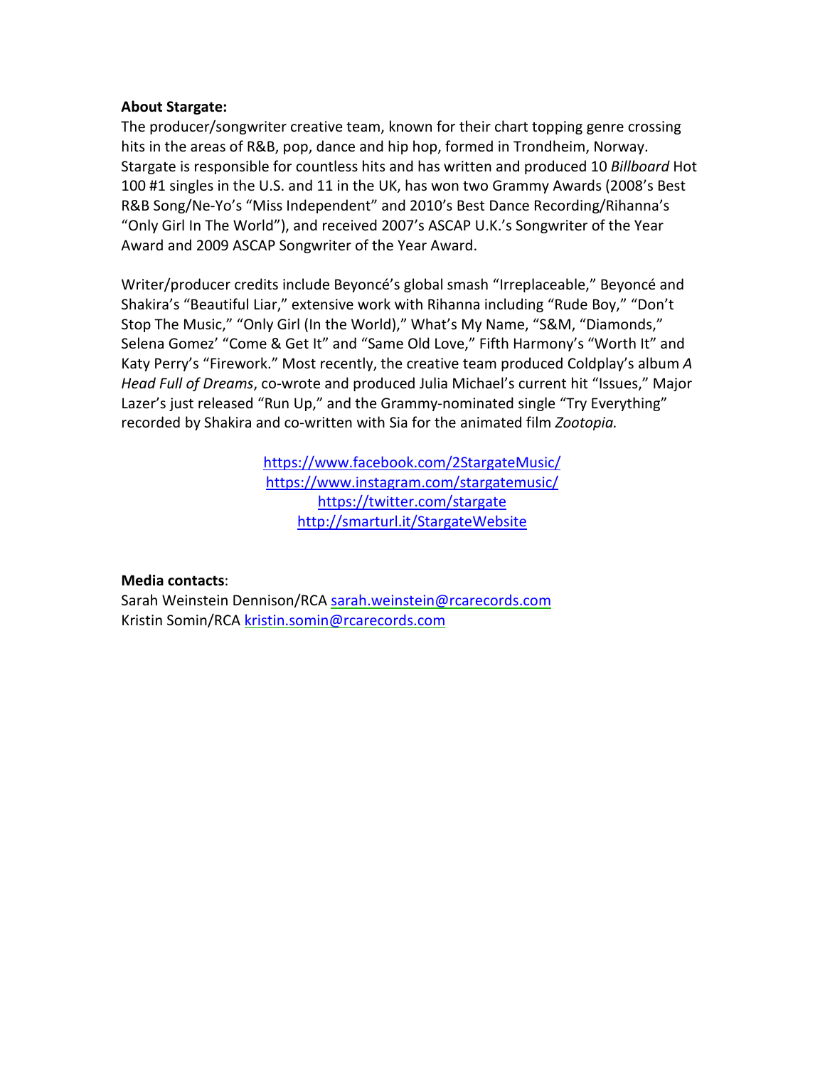**About Stargate:**

The producer/songwriter creative team, known for their chart topping genre crossing hits in the areas of R&B, pop, dance and hip hop, formed in Trondheim, Norway. Stargate is responsible for countless hits and has written and produced 10 *Billboard* Hot 100 #1 singles in the U.S. and 11 in the UK, has won two Grammy Awards (2008's Best R&B Song/Ne-Yo's "Miss Independent" and 2010's Best Dance Recording/Rihanna's "Only Girl In The World"), and received 2007's ASCAP U.K.'s Songwriter of the Year Award and 2009 ASCAP Songwriter of the Year Award.

Writer/producer credits include Beyoncé's global smash "Irreplaceable," Beyoncé and Shakira's "Beautiful Liar," extensive work with Rihanna including "Rude Boy," "Don't Stop The Music," "Only Girl (In the World)," What's My Name, "S&M, "Diamonds," Selena Gomez' "Come & Get It" and "Same Old Love," Fifth Harmony's "Worth It" and Katy Perry's "Firework." Most recently, the creative team produced Coldplay's album *A Head Full of Dreams*, co-wrote and produced Julia Michael's current hit "Issues," Major Lazer's just released "Run Up," and the Grammy-nominated single "Try Everything" recorded by Shakira and co-written with Sia for the animated film *Zootopia.*

https://www.facebook.com/2StargateMusic/
https://www.instagram.com/stargatemusic/
https://twitter.com/stargate
http://smarturl.it/StargateWebsite

**Media contacts**:
Sarah Weinstein Dennison/RCA sarah.weinstein@rcarecords.com
Kristin Somin/RCA kristin.somin@rcarecords.com